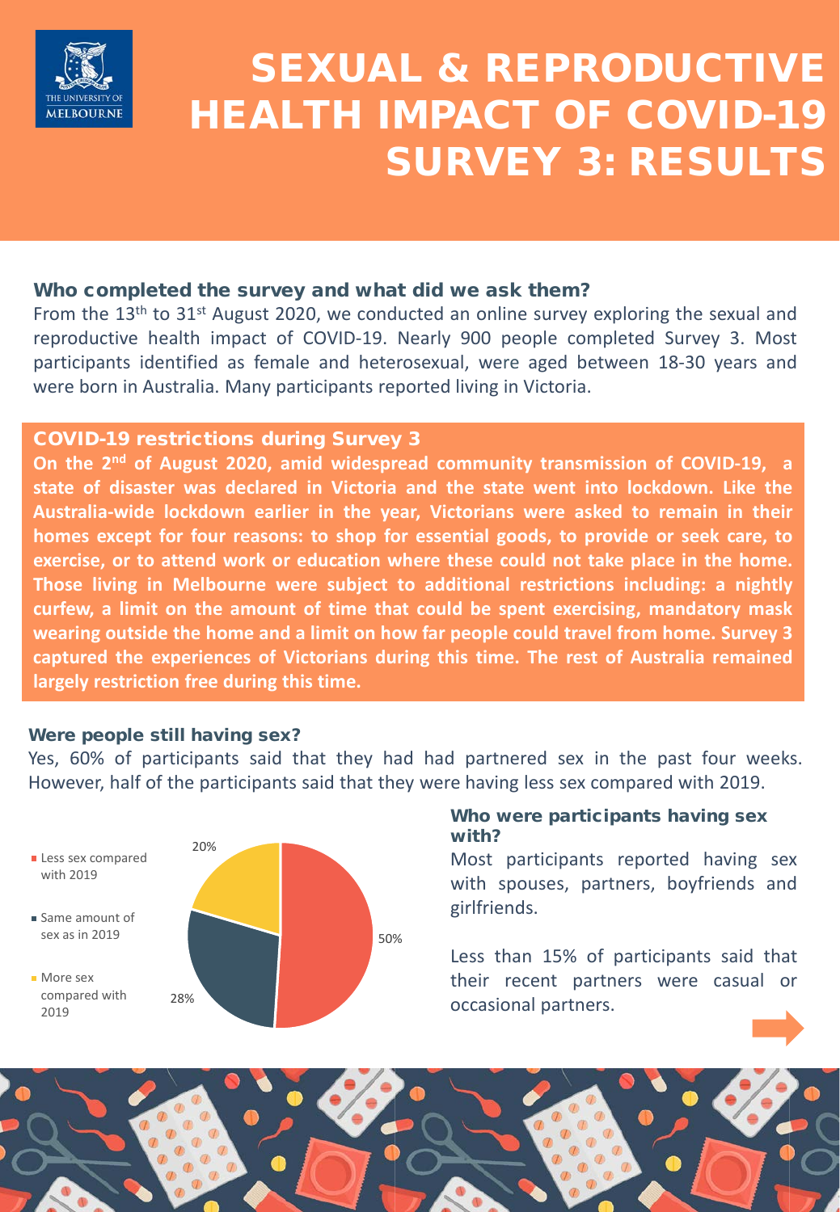# SEXUAL & REPRODUCTIVE HEALTH IMPACT OF COVID-19 SURVEY 3: RESULTS

THE UNIVERSITY OF MELBOURNE

## Who completed the survey and what did we ask them?

From the 13th to 31st August 2020, we conducted an online survey exploring the sexual and reproductive health impact of COVID-19. Nearly 900 people completed Survey 3. Most participants identified as female and heterosexual, were aged between 18-30 years and were born in Australia. Many participants reported living in Victoria.

## COVID-19 restrictions during Survey 3

**On the 2nd of August 2020, amid widespread community transmission of COVID-19, a state of disaster was declared in Victoria and the state went into lockdown. Like the Australia-wide lockdown earlier in the year, Victorians were asked to remain in their homes except for four reasons: to shop for essential goods, to provide or seek care, to exercise, or to attend work or education where these could not take place in the home. Those living in Melbourne were subject to additional restrictions including: a nightly curfew, a limit on the amount of time that could be spent exercising, mandatory mask wearing outside the home and a limit on how far people could travel from home. Survey 3 captured the experiences of Victorians during this time. The rest of Australia remained largely restriction free during this time.**

## Were people still having sex?

Yes, 60% of participants said that they had had partnered sex in the past four weeks. However, half of the participants said that they were having less sex compared with 2019.

- Less sex compared with 2019: 50%
- Same amount of sex as in 2019: 28%
- More sex compared with 2019: 20%

## Who were participants having sex with?

Most participants reported having sex with spouses, partners, boyfriends and girlfriends.

Less than 15% of participants said that their recent partners were casual or occasional partners.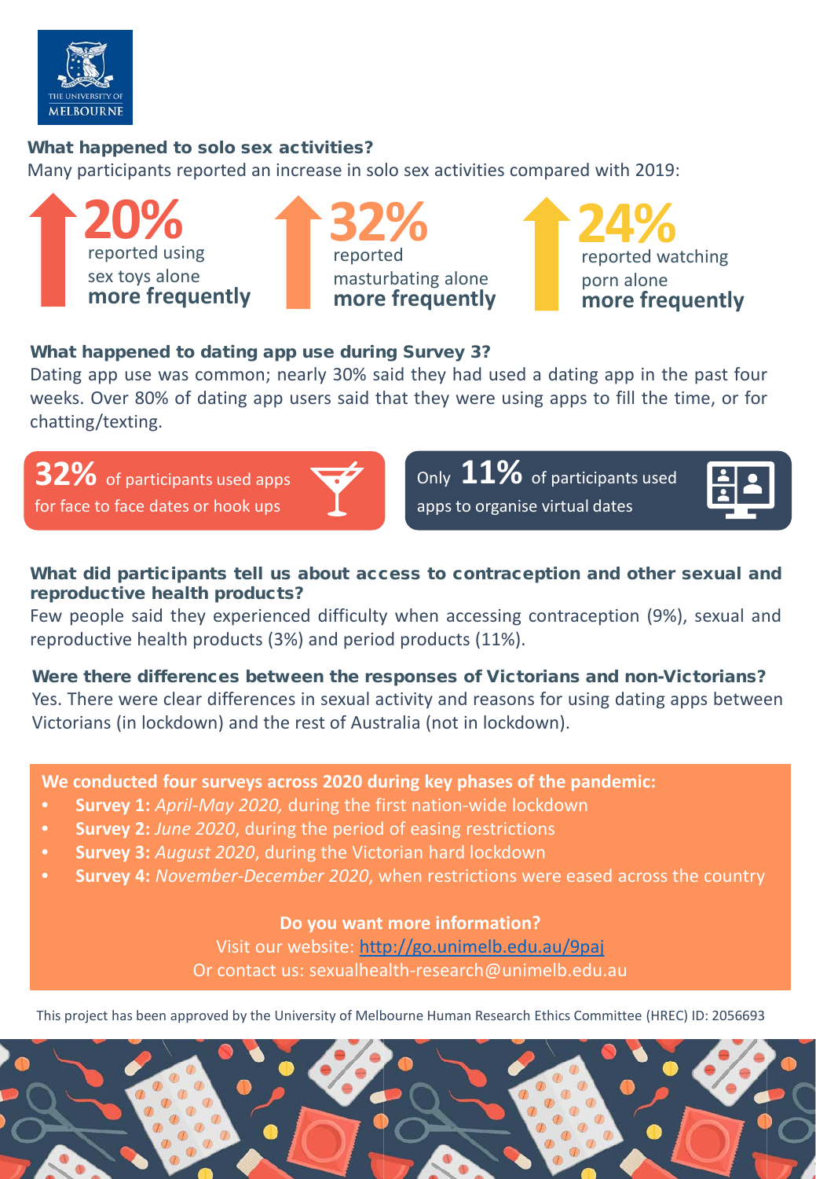THE UNIVERSITY OF MELBOURNE

## What happened to solo sex activities?

Many participants reported an increase in solo sex activities compared with 2019:

**20%** reported using sex toys alone **more frequently**

**32%** reported masturbating alone **more frequently**

**24%** reported watching porn alone **more frequently**

## What happened to dating app use during Survey 3?

Dating app use was common; nearly 30% said they had used a dating app in the past four weeks. Over 80% of dating app users said that they were using apps to fill the time, or for chatting/texting.

**32%** of participants used apps for face to face dates or hook ups

Only **11%** of participants used apps to organise virtual dates

## What did participants tell us about access to contraception and other sexual and reproductive health products?

Few people said they experienced difficulty when accessing contraception (9%), sexual and reproductive health products (3%) and period products (11%).

## Were there differences between the responses of Victorians and non-Victorians?

Yes. There were clear differences in sexual activity and reasons for using dating apps between Victorians (in lockdown) and the rest of Australia (not in lockdown).

**We conducted four surveys across 2020 during key phases of the pandemic:**

- **Survey 1:** *April-May 2020,* during the first nation-wide lockdown
- **Survey 2:** *June 2020*, during the period of easing restrictions
- **Survey 3:** *August 2020*, during the Victorian hard lockdown
- **Survey 4:** *November-December 2020*, when restrictions were eased across the country

**Do you want more information?**

Visit our website: http://go.unimelb.edu.au/9paj

Or contact us: sexualhealth-research@unimelb.edu.au

This project has been approved by the University of Melbourne Human Research Ethics Committee (HREC) ID: 2056693